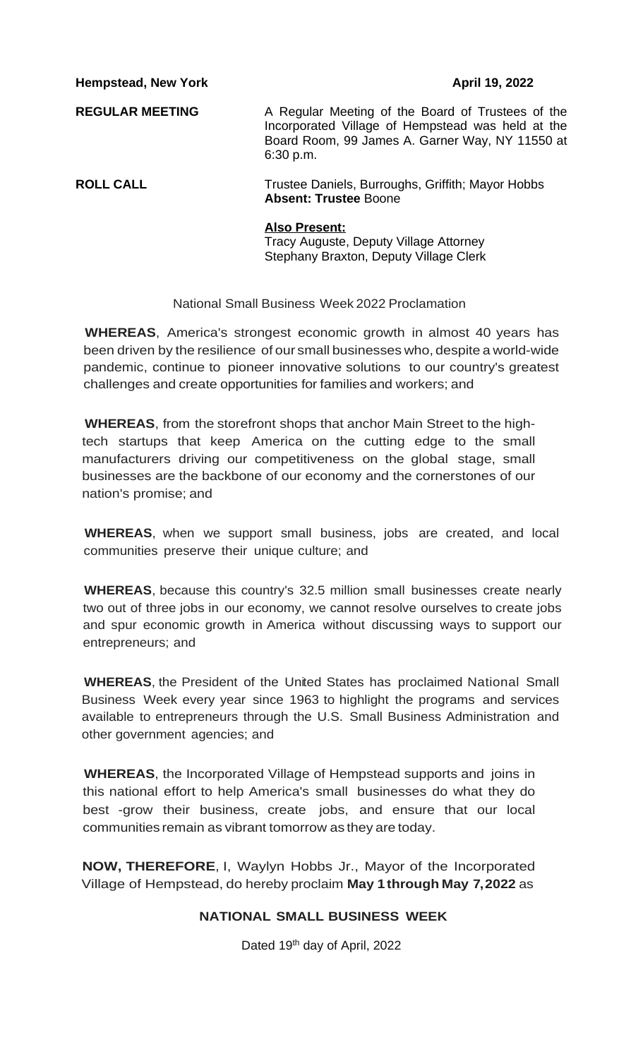**Hempstead, New York** **April 19, 2022**

**REGULAR MEETING** A Regular Meeting of the Board of Trustees of the Incorporated Village of Hempstead was held at the Board Room, 99 James A. Garner Way, NY 11550 at 6:30 p.m.

**ROLL CALL** Trustee Daniels, Burroughs, Griffith; Mayor Hobbs
**Absent: Trustee** Boone

**Also Present:**
Tracy Auguste, Deputy Village Attorney
Stephany Braxton, Deputy Village Clerk

National Small Business Week 2022 Proclamation

**WHEREAS**, America's strongest economic growth in almost 40 years has been driven by the resilience of our small businesses who, despite a world-wide pandemic, continue to pioneer innovative solutions to our country's greatest challenges and create opportunities for families and workers; and

**WHEREAS**, from the storefront shops that anchor Main Street to the high-tech startups that keep America on the cutting edge to the small manufacturers driving our competitiveness on the global stage, small businesses are the backbone of our economy and the cornerstones of our nation's promise; and

**WHEREAS**, when we support small business, jobs are created, and local communities preserve their unique culture; and

**WHEREAS**, because this country's 32.5 million small businesses create nearly two out of three jobs in our economy, we cannot resolve ourselves to create jobs and spur economic growth in America without discussing ways to support our entrepreneurs; and

**WHEREAS**, the President of the United States has proclaimed National Small Business Week every year since 1963 to highlight the programs and services available to entrepreneurs through the U.S. Small Business Administration and other government agencies; and

**WHEREAS**, the Incorporated Village of Hempstead supports and joins in this national effort to help America's small businesses do what they do best -grow their business, create jobs, and ensure that our local communities remain as vibrant tomorrow as they are today.

**NOW, THEREFORE**, I, Waylyn Hobbs Jr., Mayor of the Incorporated Village of Hempstead, do hereby proclaim **May 1 through May 7, 2022** as

**NATIONAL SMALL BUSINESS WEEK**

Dated 19th day of April, 2022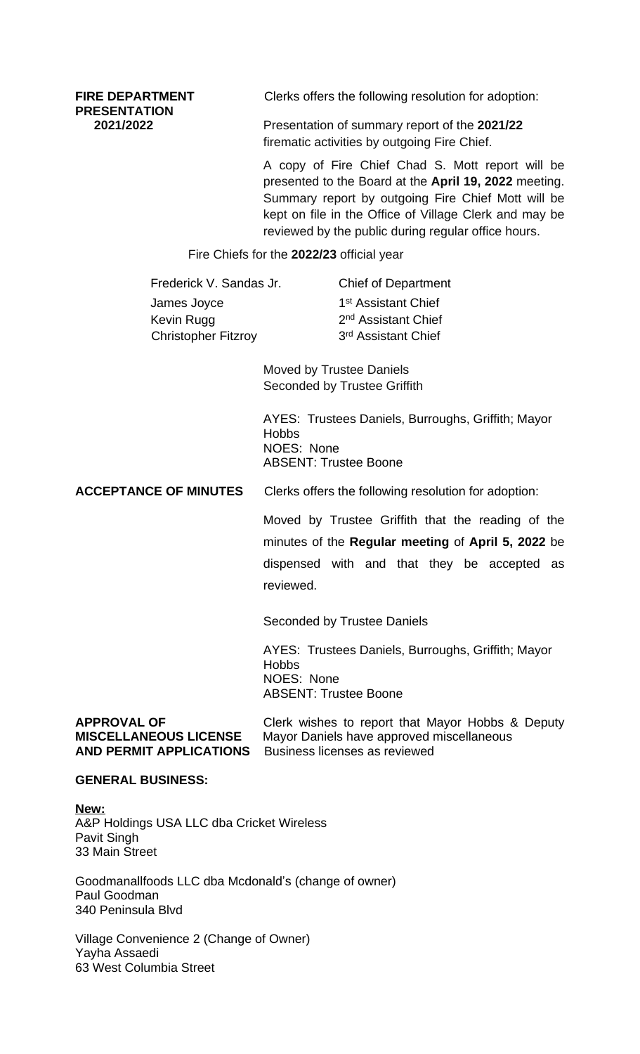**FIRE DEPARTMENT PRESENTATION 2021/2022**

Clerks offers the following resolution for adoption:

Presentation of summary report of the **2021/22** firematic activities by outgoing Fire Chief.

A copy of Fire Chief Chad S. Mott report will be presented to the Board at the **April 19, 2022** meeting. Summary report by outgoing Fire Chief Mott will be kept on file in the Office of Village Clerk and may be reviewed by the public during regular office hours.

Fire Chiefs for the **2022/23** official year

| | |
|---|---|
| Frederick V. Sandas Jr. | Chief of Department |
| James Joyce | 1st Assistant Chief |
| Kevin Rugg | 2nd Assistant Chief |
| Christopher Fitzroy | 3rd Assistant Chief |

Moved by Trustee Daniels
Seconded by Trustee Griffith

AYES: Trustees Daniels, Burroughs, Griffith; Mayor Hobbs
NOES: None
ABSENT: Trustee Boone

**ACCEPTANCE OF MINUTES**

Clerks offers the following resolution for adoption:

Moved by Trustee Griffith that the reading of the minutes of the **Regular meeting** of **April 5, 2022** be dispensed with and that they be accepted as reviewed.

Seconded by Trustee Daniels

AYES: Trustees Daniels, Burroughs, Griffith; Mayor Hobbs
NOES: None
ABSENT: Trustee Boone

**APPROVAL OF MISCELLANEOUS LICENSE AND PERMIT APPLICATIONS**

Clerk wishes to report that Mayor Hobbs & Deputy Mayor Daniels have approved miscellaneous Business licenses as reviewed

**GENERAL BUSINESS:**

**New:**

A&P Holdings USA LLC dba Cricket Wireless
Pavit Singh
33 Main Street

Goodmanallfoods LLC dba Mcdonald's (change of owner)
Paul Goodman
340 Peninsula Blvd

Village Convenience 2 (Change of Owner)
Yayha Assaedi
63 West Columbia Street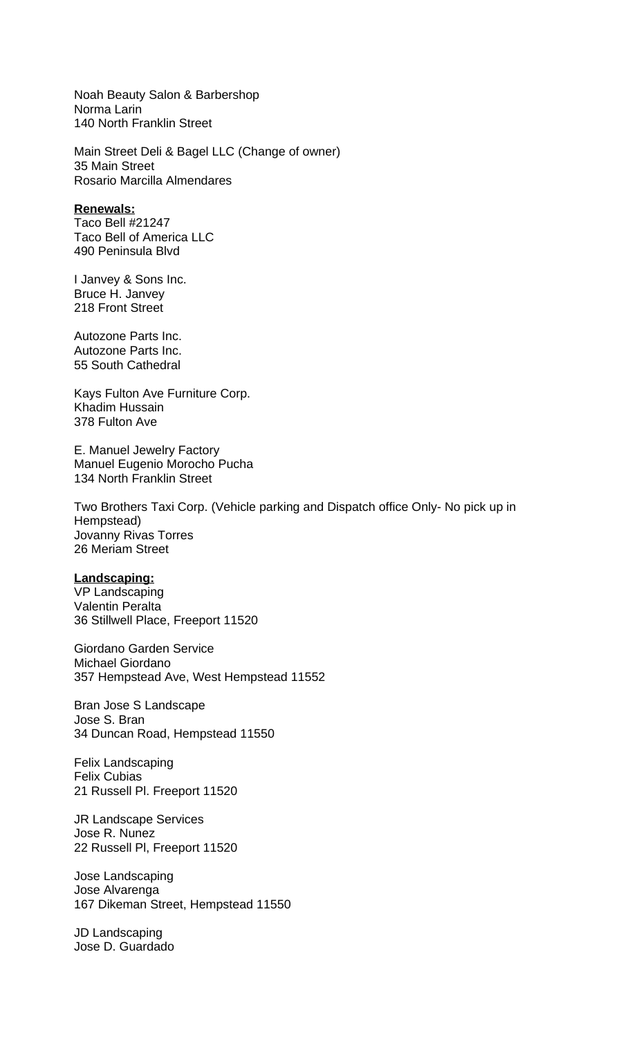Noah Beauty Salon & Barbershop
Norma Larin
140 North Franklin Street

Main Street Deli & Bagel LLC (Change of owner)
35 Main Street
Rosario Marcilla Almendares

**<u>Renewals:</u>**
Taco Bell #21247
Taco Bell of America LLC
490 Peninsula Blvd

I Janvey & Sons Inc.
Bruce H. Janvey
218 Front Street

Autozone Parts Inc.
Autozone Parts Inc.
55 South Cathedral

Kays Fulton Ave Furniture Corp.
Khadim Hussain
378 Fulton Ave

E. Manuel Jewelry Factory
Manuel Eugenio Morocho Pucha
134 North Franklin Street

Two Brothers Taxi Corp. (Vehicle parking and Dispatch office Only- No pick up in Hempstead)
Jovanny Rivas Torres
26 Meriam Street

**<u>Landscaping:</u>**
VP Landscaping
Valentin Peralta
36 Stillwell Place, Freeport 11520

Giordano Garden Service
Michael Giordano
357 Hempstead Ave, West Hempstead 11552

Bran Jose S Landscape
Jose S. Bran
34 Duncan Road, Hempstead 11550

Felix Landscaping
Felix Cubias
21 Russell Pl. Freeport 11520

JR Landscape Services
Jose R. Nunez
22 Russell Pl, Freeport 11520

Jose Landscaping
Jose Alvarenga
167 Dikeman Street, Hempstead 11550

JD Landscaping
Jose D. Guardado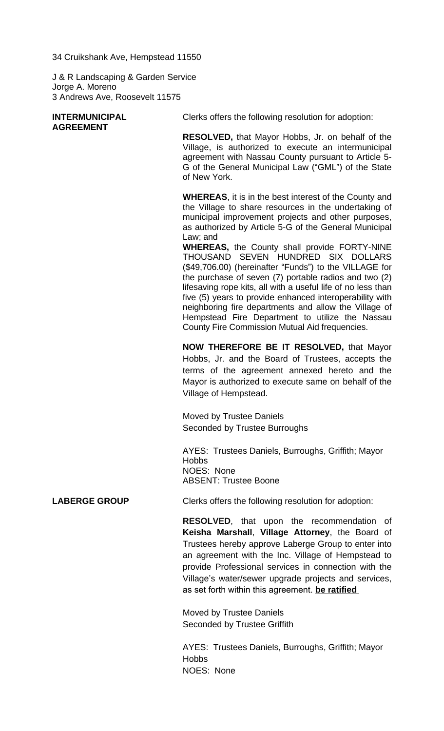34 Cruikshank Ave, Hempstead 11550

J & R Landscaping & Garden Service
Jorge A. Moreno
3 Andrews Ave, Roosevelt 11575

**INTERMUNICIPAL AGREEMENT**

Clerks offers the following resolution for adoption:

**RESOLVED,** that Mayor Hobbs, Jr. on behalf of the Village, is authorized to execute an intermunicipal agreement with Nassau County pursuant to Article 5-G of the General Municipal Law ("GML") of the State of New York.

**WHEREAS**, it is in the best interest of the County and the Village to share resources in the undertaking of municipal improvement projects and other purposes, as authorized by Article 5-G of the General Municipal Law; and

**WHEREAS,** the County shall provide FORTY-NINE THOUSAND SEVEN HUNDRED SIX DOLLARS ($49,706.00) (hereinafter "Funds") to the VILLAGE for the purchase of seven (7) portable radios and two (2) lifesaving rope kits, all with a useful life of no less than five (5) years to provide enhanced interoperability with neighboring fire departments and allow the Village of Hempstead Fire Department to utilize the Nassau County Fire Commission Mutual Aid frequencies.

**NOW THEREFORE BE IT RESOLVED,** that Mayor Hobbs, Jr. and the Board of Trustees, accepts the terms of the agreement annexed hereto and the Mayor is authorized to execute same on behalf of the Village of Hempstead.

Moved by Trustee Daniels
Seconded by Trustee Burroughs

AYES: Trustees Daniels, Burroughs, Griffith; Mayor Hobbs
NOES: None
ABSENT: Trustee Boone

**LABERGE GROUP**

Clerks offers the following resolution for adoption:

**RESOLVED**, that upon the recommendation of **Keisha Marshall**, **Village Attorney**, the Board of Trustees hereby approve Laberge Group to enter into an agreement with the Inc. Village of Hempstead to provide Professional services in connection with the Village's water/sewer upgrade projects and services, as set forth within this agreement. **be ratified**

Moved by Trustee Daniels
Seconded by Trustee Griffith

AYES: Trustees Daniels, Burroughs, Griffith; Mayor Hobbs
NOES: None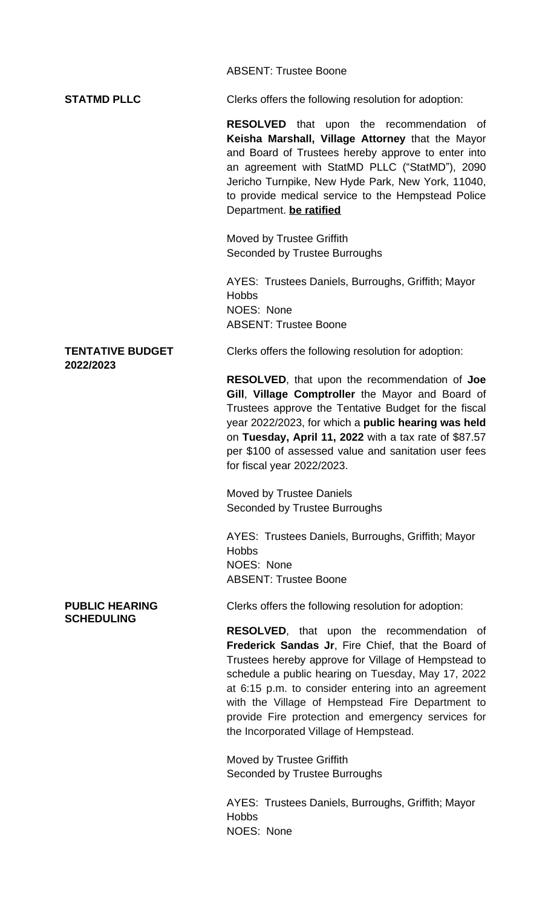ABSENT: Trustee Boone

**STATMD PLLC**

Clerks offers the following resolution for adoption:

**RESOLVED** that upon the recommendation of **Keisha Marshall, Village Attorney** that the Mayor and Board of Trustees hereby approve to enter into an agreement with StatMD PLLC ("StatMD"), 2090 Jericho Turnpike, New Hyde Park, New York, 11040, to provide medical service to the Hempstead Police Department. <u>**be ratified**</u>

Moved by Trustee Griffith
Seconded by Trustee Burroughs

AYES: Trustees Daniels, Burroughs, Griffith; Mayor Hobbs
NOES: None
ABSENT: Trustee Boone

**TENTATIVE BUDGET 2022/2023**

Clerks offers the following resolution for adoption:

**RESOLVED**, that upon the recommendation of **Joe Gill**, **Village Comptroller** the Mayor and Board of Trustees approve the Tentative Budget for the fiscal year 2022/2023, for which a **public hearing was held** on **Tuesday, April 11, 2022** with a tax rate of $87.57 per $100 of assessed value and sanitation user fees for fiscal year 2022/2023.

Moved by Trustee Daniels
Seconded by Trustee Burroughs

AYES: Trustees Daniels, Burroughs, Griffith; Mayor Hobbs
NOES: None
ABSENT: Trustee Boone

**PUBLIC HEARING SCHEDULING**

Clerks offers the following resolution for adoption:

**RESOLVED**, that upon the recommendation of **Frederick Sandas Jr**, Fire Chief, that the Board of Trustees hereby approve for Village of Hempstead to schedule a public hearing on Tuesday, May 17, 2022 at 6:15 p.m. to consider entering into an agreement with the Village of Hempstead Fire Department to provide Fire protection and emergency services for the Incorporated Village of Hempstead.

Moved by Trustee Griffith
Seconded by Trustee Burroughs

AYES: Trustees Daniels, Burroughs, Griffith; Mayor Hobbs
NOES: None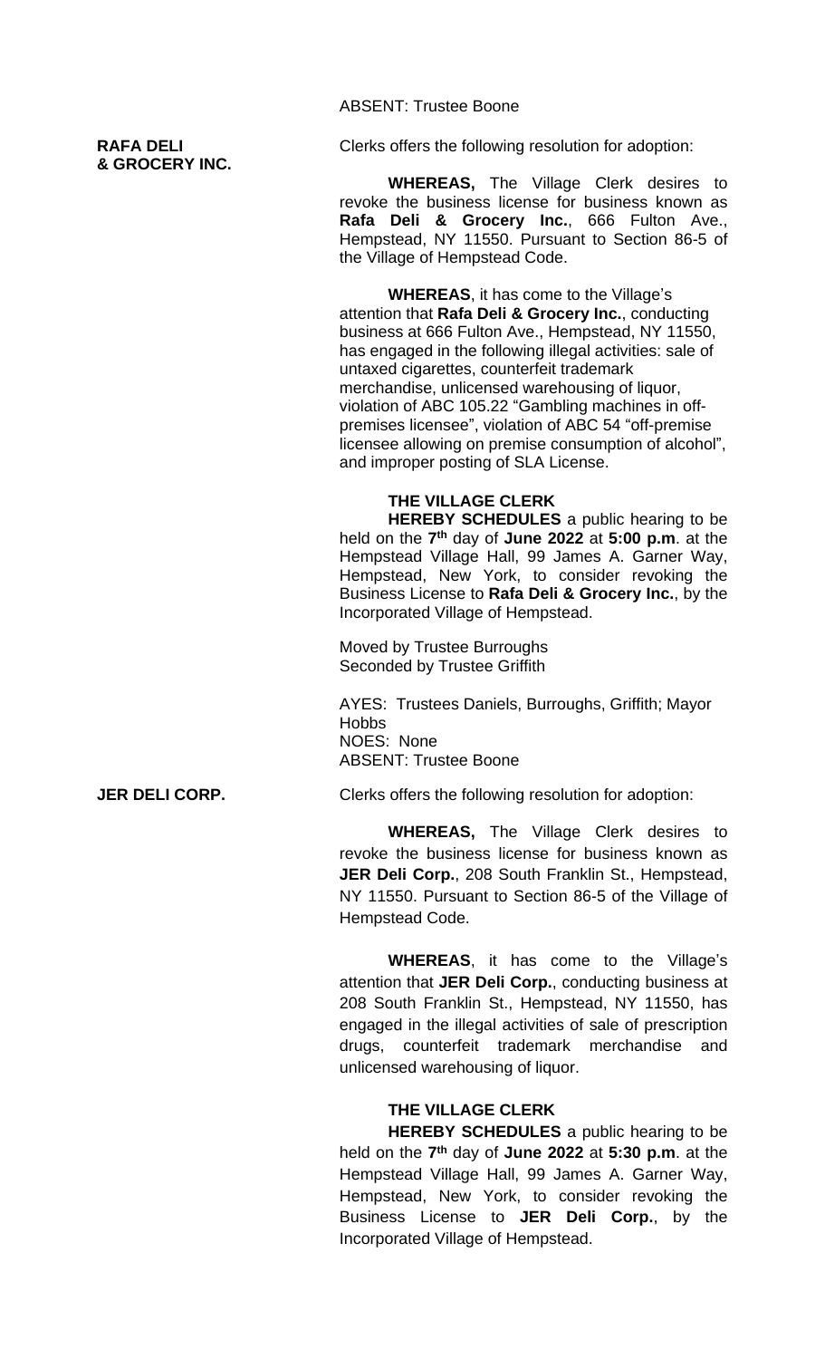ABSENT: Trustee Boone

**RAFA DELI & GROCERY INC.**

Clerks offers the following resolution for adoption:

**WHEREAS,** The Village Clerk desires to revoke the business license for business known as **Rafa Deli & Grocery Inc.**, 666 Fulton Ave., Hempstead, NY 11550. Pursuant to Section 86-5 of the Village of Hempstead Code.

**WHEREAS**, it has come to the Village's attention that **Rafa Deli & Grocery Inc.**, conducting business at 666 Fulton Ave., Hempstead, NY 11550, has engaged in the following illegal activities: sale of untaxed cigarettes, counterfeit trademark merchandise, unlicensed warehousing of liquor, violation of ABC 105.22 "Gambling machines in off-premises licensee", violation of ABC 54 "off-premise licensee allowing on premise consumption of alcohol", and improper posting of SLA License.

**THE VILLAGE CLERK**
**HEREBY SCHEDULES** a public hearing to be held on the **7th** day of **June 2022** at **5:00 p.m**. at the Hempstead Village Hall, 99 James A. Garner Way, Hempstead, New York, to consider revoking the Business License to **Rafa Deli & Grocery Inc.**, by the Incorporated Village of Hempstead.

Moved by Trustee Burroughs
Seconded by Trustee Griffith

AYES: Trustees Daniels, Burroughs, Griffith; Mayor Hobbs
NOES: None
ABSENT: Trustee Boone

**JER DELI CORP.**

Clerks offers the following resolution for adoption:

**WHEREAS,** The Village Clerk desires to revoke the business license for business known as **JER Deli Corp.**, 208 South Franklin St., Hempstead, NY 11550. Pursuant to Section 86-5 of the Village of Hempstead Code.

**WHEREAS**, it has come to the Village's attention that **JER Deli Corp.**, conducting business at 208 South Franklin St., Hempstead, NY 11550, has engaged in the illegal activities of sale of prescription drugs, counterfeit trademark merchandise and unlicensed warehousing of liquor.

**THE VILLAGE CLERK**
**HEREBY SCHEDULES** a public hearing to be held on the **7th** day of **June 2022** at **5:30 p.m**. at the Hempstead Village Hall, 99 James A. Garner Way, Hempstead, New York, to consider revoking the Business License to **JER Deli Corp.**, by the Incorporated Village of Hempstead.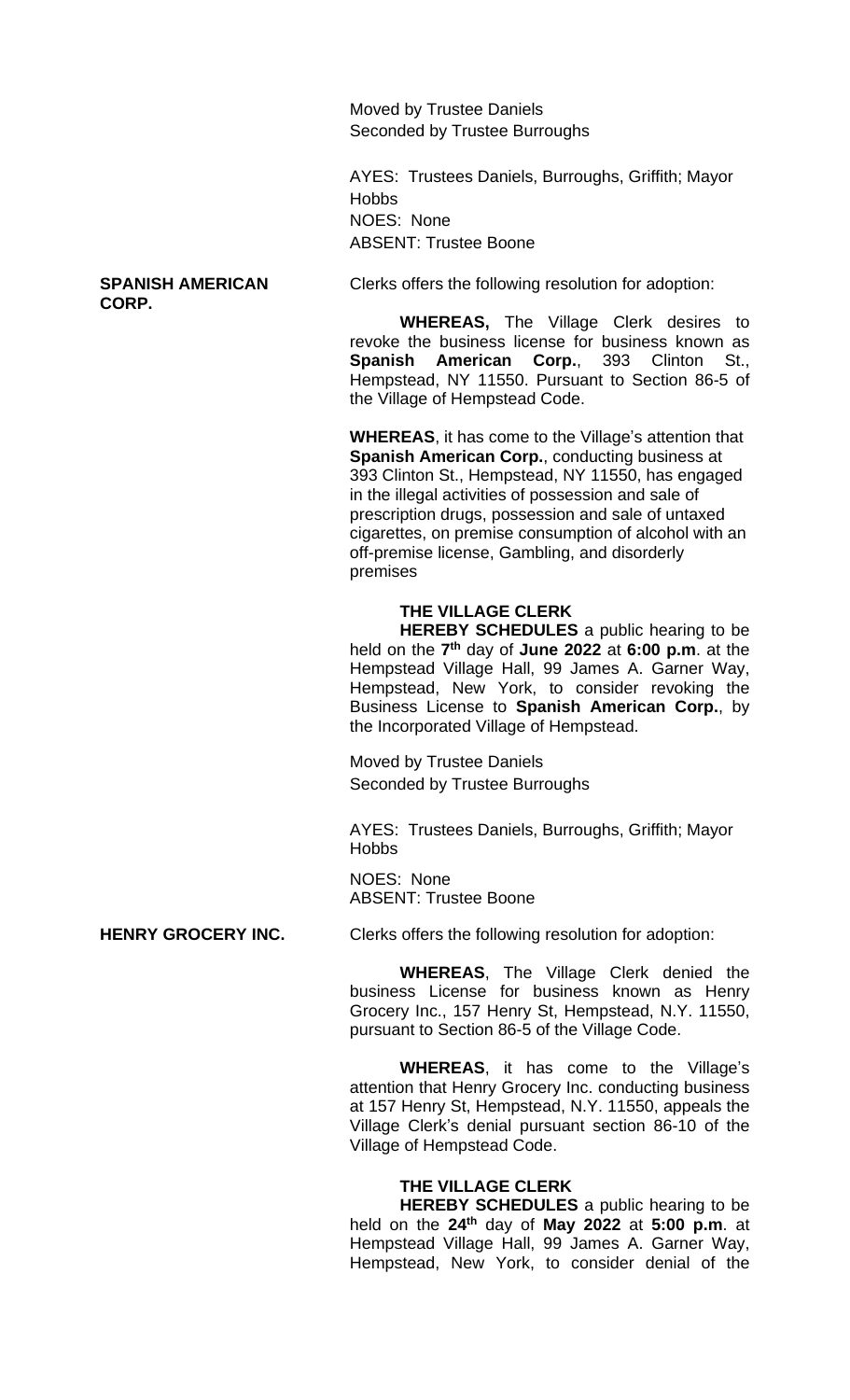Moved by Trustee Daniels
Seconded by Trustee Burroughs

AYES: Trustees Daniels, Burroughs, Griffith; Mayor Hobbs
NOES: None
ABSENT: Trustee Boone

**SPANISH AMERICAN CORP.**

Clerks offers the following resolution for adoption:

**WHEREAS,** The Village Clerk desires to revoke the business license for business known as **Spanish American Corp.**, 393 Clinton St., Hempstead, NY 11550. Pursuant to Section 86-5 of the Village of Hempstead Code.

**WHEREAS**, it has come to the Village's attention that **Spanish American Corp.**, conducting business at 393 Clinton St., Hempstead, NY 11550, has engaged in the illegal activities of possession and sale of prescription drugs, possession and sale of untaxed cigarettes, on premise consumption of alcohol with an off-premise license, Gambling, and disorderly premises

**THE VILLAGE CLERK**
**HEREBY SCHEDULES** a public hearing to be held on the **7th** day of **June 2022** at **6:00 p.m**. at the Hempstead Village Hall, 99 James A. Garner Way, Hempstead, New York, to consider revoking the Business License to **Spanish American Corp.**, by the Incorporated Village of Hempstead.

Moved by Trustee Daniels
Seconded by Trustee Burroughs

AYES: Trustees Daniels, Burroughs, Griffith; Mayor Hobbs

NOES: None
ABSENT: Trustee Boone

**HENRY GROCERY INC.**

Clerks offers the following resolution for adoption:

**WHEREAS**, The Village Clerk denied the business License for business known as Henry Grocery Inc., 157 Henry St, Hempstead, N.Y. 11550, pursuant to Section 86-5 of the Village Code.

**WHEREAS**, it has come to the Village's attention that Henry Grocery Inc. conducting business at 157 Henry St, Hempstead, N.Y. 11550, appeals the Village Clerk's denial pursuant section 86-10 of the Village of Hempstead Code.

**THE VILLAGE CLERK**
**HEREBY SCHEDULES** a public hearing to be held on the **24th** day of **May 2022** at **5:00 p.m**. at Hempstead Village Hall, 99 James A. Garner Way, Hempstead, New York, to consider denial of the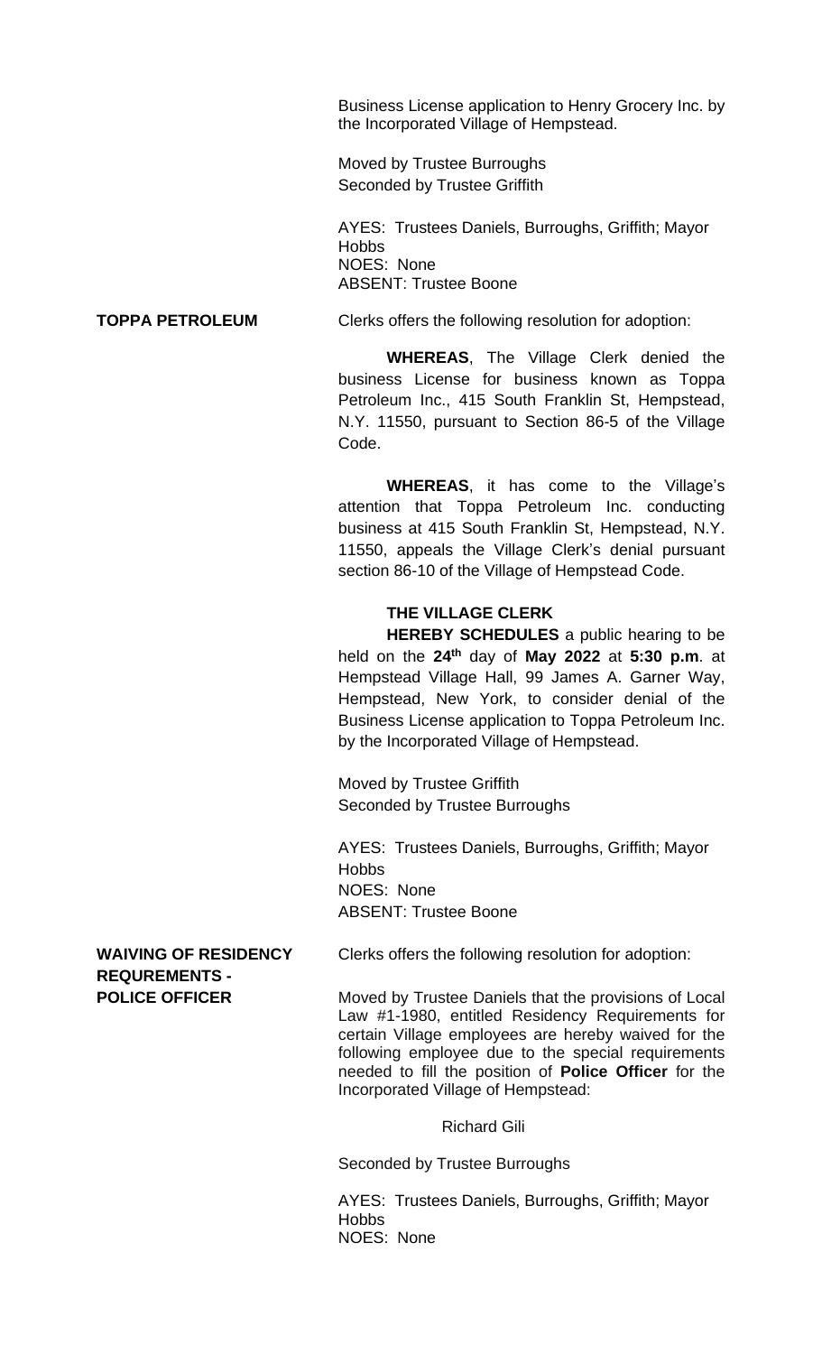Business License application to Henry Grocery Inc. by the Incorporated Village of Hempstead.

Moved by Trustee Burroughs
Seconded by Trustee Griffith

AYES: Trustees Daniels, Burroughs, Griffith; Mayor Hobbs
NOES: None
ABSENT: Trustee Boone

**TOPPA PETROLEUM**

Clerks offers the following resolution for adoption:

**WHEREAS**, The Village Clerk denied the business License for business known as Toppa Petroleum Inc., 415 South Franklin St, Hempstead, N.Y. 11550, pursuant to Section 86-5 of the Village Code.

**WHEREAS**, it has come to the Village's attention that Toppa Petroleum Inc. conducting business at 415 South Franklin St, Hempstead, N.Y. 11550, appeals the Village Clerk's denial pursuant section 86-10 of the Village of Hempstead Code.

**THE VILLAGE CLERK**
**HEREBY SCHEDULES** a public hearing to be held on the **24th** day of **May 2022** at **5:30 p.m**. at Hempstead Village Hall, 99 James A. Garner Way, Hempstead, New York, to consider denial of the Business License application to Toppa Petroleum Inc. by the Incorporated Village of Hempstead.

Moved by Trustee Griffith
Seconded by Trustee Burroughs

AYES: Trustees Daniels, Burroughs, Griffith; Mayor Hobbs
NOES: None
ABSENT: Trustee Boone

**WAIVING OF RESIDENCY REQUREMENTS - POLICE OFFICER**

Clerks offers the following resolution for adoption:

Moved by Trustee Daniels that the provisions of Local Law #1-1980, entitled Residency Requirements for certain Village employees are hereby waived for the following employee due to the special requirements needed to fill the position of **Police Officer** for the Incorporated Village of Hempstead:

Richard Gili

Seconded by Trustee Burroughs

AYES: Trustees Daniels, Burroughs, Griffith; Mayor Hobbs
NOES: None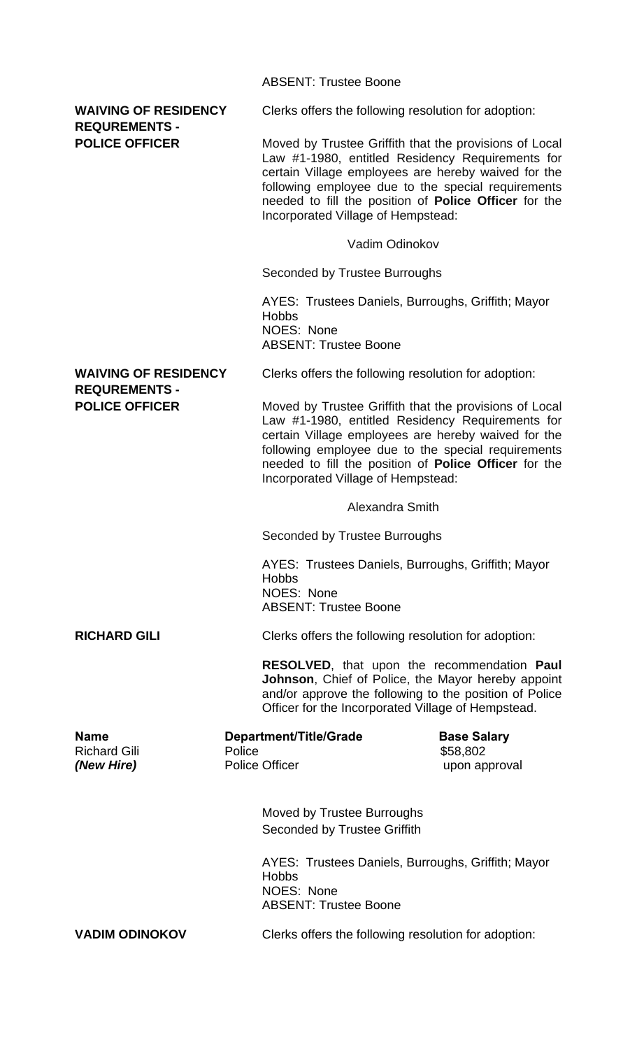ABSENT: Trustee Boone

**WAIVING OF RESIDENCY REQUREMENTS - POLICE OFFICER**

Clerks offers the following resolution for adoption:

Moved by Trustee Griffith that the provisions of Local Law #1-1980, entitled Residency Requirements for certain Village employees are hereby waived for the following employee due to the special requirements needed to fill the position of **Police Officer** for the Incorporated Village of Hempstead:

Vadim Odinokov

Seconded by Trustee Burroughs

AYES: Trustees Daniels, Burroughs, Griffith; Mayor Hobbs
NOES: None
ABSENT: Trustee Boone

**WAIVING OF RESIDENCY REQUREMENTS - POLICE OFFICER**

Clerks offers the following resolution for adoption:

Moved by Trustee Griffith that the provisions of Local Law #1-1980, entitled Residency Requirements for certain Village employees are hereby waived for the following employee due to the special requirements needed to fill the position of **Police Officer** for the Incorporated Village of Hempstead:

Alexandra Smith

Seconded by Trustee Burroughs

AYES: Trustees Daniels, Burroughs, Griffith; Mayor Hobbs
NOES: None
ABSENT: Trustee Boone

**RICHARD GILI**

Clerks offers the following resolution for adoption:

**RESOLVED**, that upon the recommendation **Paul Johnson**, Chief of Police, the Mayor hereby appoint and/or approve the following to the position of Police Officer for the Incorporated Village of Hempstead.

| **Name** | **Department/Title/Grade** | **Base Salary** |
|---|---|---|
| Richard Gili | Police | $58,802 |
| ***(New Hire)*** | Police Officer | upon approval |

Moved by Trustee Burroughs
Seconded by Trustee Griffith

AYES: Trustees Daniels, Burroughs, Griffith; Mayor Hobbs
NOES: None
ABSENT: Trustee Boone

**VADIM ODINOKOV**

Clerks offers the following resolution for adoption: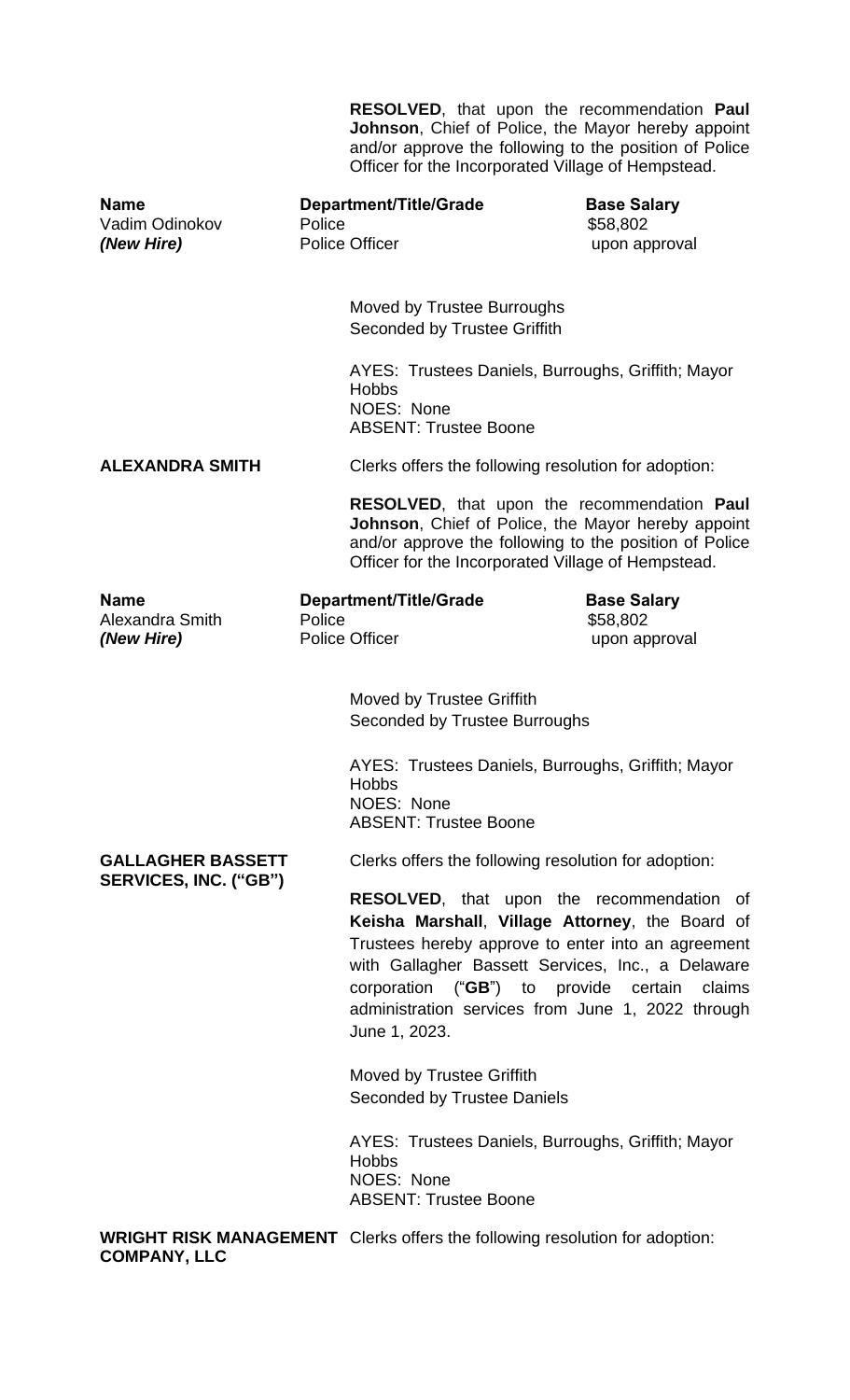**RESOLVED**, that upon the recommendation **Paul Johnson**, Chief of Police, the Mayor hereby appoint and/or approve the following to the position of Police Officer for the Incorporated Village of Hempstead.

| Name | Department/Title/Grade | Base Salary |
|---|---|---|
| Vadim Odinokov | Police | $58,802 |
| ***(New Hire)*** | Police Officer | upon approval |

Moved by Trustee Burroughs
Seconded by Trustee Griffith

AYES: Trustees Daniels, Burroughs, Griffith; Mayor Hobbs
NOES: None
ABSENT: Trustee Boone

**ALEXANDRA SMITH**

Clerks offers the following resolution for adoption:

**RESOLVED**, that upon the recommendation **Paul Johnson**, Chief of Police, the Mayor hereby appoint and/or approve the following to the position of Police Officer for the Incorporated Village of Hempstead.

| Name | Department/Title/Grade | Base Salary |
|---|---|---|
| Alexandra Smith | Police | $58,802 |
| ***(New Hire)*** | Police Officer | upon approval |

Moved by Trustee Griffith
Seconded by Trustee Burroughs

AYES: Trustees Daniels, Burroughs, Griffith; Mayor Hobbs
NOES: None
ABSENT: Trustee Boone

**GALLAGHER BASSETT SERVICES, INC. ("GB")**

Clerks offers the following resolution for adoption:

**RESOLVED**, that upon the recommendation of **Keisha Marshall**, **Village Attorney**, the Board of Trustees hereby approve to enter into an agreement with Gallagher Bassett Services, Inc., a Delaware corporation ("**GB**") to provide certain claims administration services from June 1, 2022 through June 1, 2023.

Moved by Trustee Griffith
Seconded by Trustee Daniels

AYES: Trustees Daniels, Burroughs, Griffith; Mayor Hobbs
NOES: None
ABSENT: Trustee Boone

**WRIGHT RISK MANAGEMENT COMPANY, LLC**

Clerks offers the following resolution for adoption: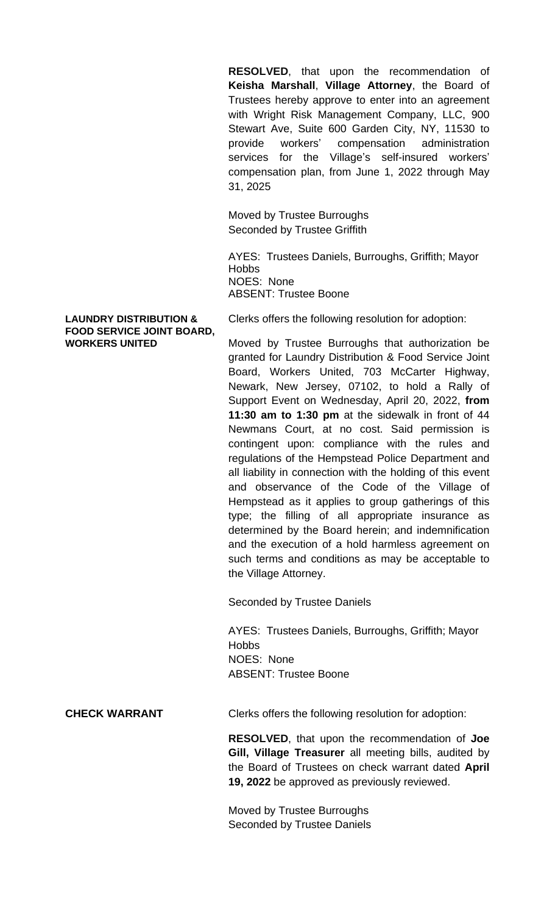**RESOLVED**, that upon the recommendation of **Keisha Marshall**, **Village Attorney**, the Board of Trustees hereby approve to enter into an agreement with Wright Risk Management Company, LLC, 900 Stewart Ave, Suite 600 Garden City, NY, 11530 to provide workers' compensation administration services for the Village's self-insured workers' compensation plan, from June 1, 2022 through May 31, 2025

Moved by Trustee Burroughs
Seconded by Trustee Griffith

AYES: Trustees Daniels, Burroughs, Griffith; Mayor Hobbs
NOES: None
ABSENT: Trustee Boone

**LAUNDRY DISTRIBUTION & FOOD SERVICE JOINT BOARD, WORKERS UNITED**

Clerks offers the following resolution for adoption:

Moved by Trustee Burroughs that authorization be granted for Laundry Distribution & Food Service Joint Board, Workers United, 703 McCarter Highway, Newark, New Jersey, 07102, to hold a Rally of Support Event on Wednesday, April 20, 2022, **from 11:30 am to 1:30 pm** at the sidewalk in front of 44 Newmans Court, at no cost. Said permission is contingent upon: compliance with the rules and regulations of the Hempstead Police Department and all liability in connection with the holding of this event and observance of the Code of the Village of Hempstead as it applies to group gatherings of this type; the filling of all appropriate insurance as determined by the Board herein; and indemnification and the execution of a hold harmless agreement on such terms and conditions as may be acceptable to the Village Attorney.

Seconded by Trustee Daniels

AYES: Trustees Daniels, Burroughs, Griffith; Mayor Hobbs
NOES: None
ABSENT: Trustee Boone

**CHECK WARRANT**

Clerks offers the following resolution for adoption:

**RESOLVED**, that upon the recommendation of **Joe Gill, Village Treasurer** all meeting bills, audited by the Board of Trustees on check warrant dated **April 19, 2022** be approved as previously reviewed.

Moved by Trustee Burroughs
Seconded by Trustee Daniels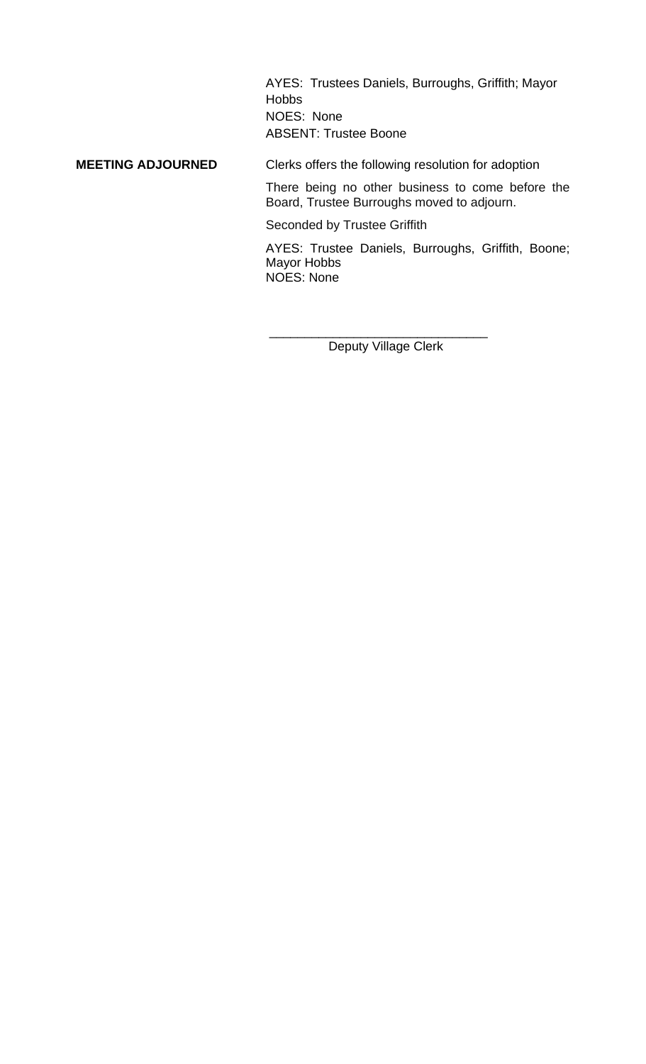AYES: Trustees Daniels, Burroughs, Griffith; Mayor Hobbs
NOES: None
ABSENT: Trustee Boone

**MEETING ADJOURNED**

Clerks offers the following resolution for adoption

There being no other business to come before the Board, Trustee Burroughs moved to adjourn.

Seconded by Trustee Griffith

AYES: Trustee Daniels, Burroughs, Griffith, Boone; Mayor Hobbs
NOES: None

_______________________________
Deputy Village Clerk